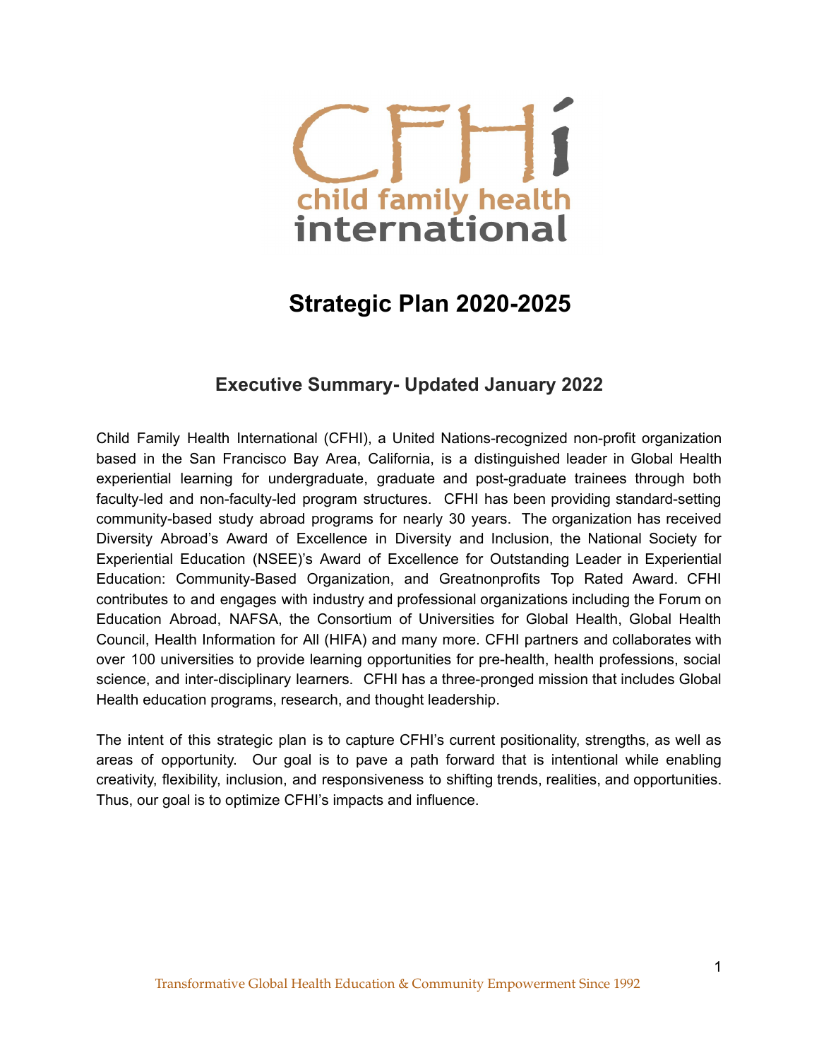CFHI

child family health international

# Strategic Plan 2020-2025

## Executive Summary- Updated January 2022

Child Family Health International (CFHI), a United Nations-recognized non-profit organization based in the San Francisco Bay Area, California, is a distinguished leader in Global Health experiential learning for undergraduate, graduate and post-graduate trainees through both faculty-led and non-faculty-led program structures. CFHI has been providing standard-setting community-based study abroad programs for nearly 30 years. The organization has received Diversity Abroad's Award of Excellence in Diversity and Inclusion, the National Society for Experiential Education (NSEE)'s Award of Excellence for Outstanding Leader in Experiential Education: Community-Based Organization, and Greatnonprofits Top Rated Award. CFHI contributes to and engages with industry and professional organizations including the Forum on Education Abroad, NAFSA, the Consortium of Universities for Global Health, Global Health Council, Health Information for All (HIFA) and many more. CFHI partners and collaborates with over 100 universities to provide learning opportunities for pre-health, health professions, social science, and inter-disciplinary learners. CFHI has a three-pronged mission that includes Global Health education programs, research, and thought leadership.

The intent of this strategic plan is to capture CFHI's current positionality, strengths, as well as areas of opportunity. Our goal is to pave a path forward that is intentional while enabling creativity, flexibility, inclusion, and responsiveness to shifting trends, realities, and opportunities. Thus, our goal is to optimize CFHI's impacts and influence.

Transformative Global Health Education & Community Empowerment Since 1992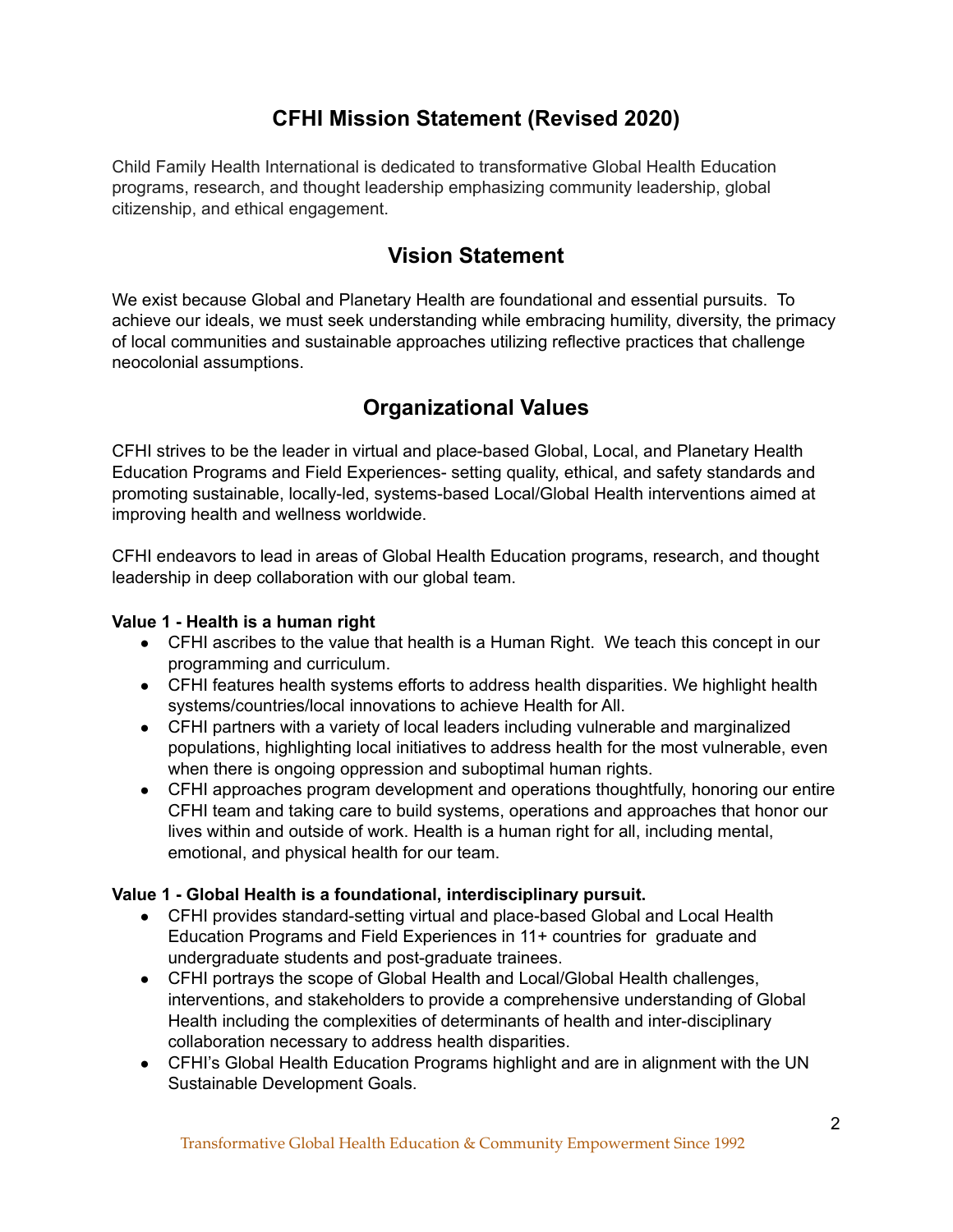## CFHI Mission Statement (Revised 2020)

Child Family Health International is dedicated to transformative Global Health Education programs, research, and thought leadership emphasizing community leadership, global citizenship, and ethical engagement.

## Vision Statement

We exist because Global and Planetary Health are foundational and essential pursuits. To achieve our ideals, we must seek understanding while embracing humility, diversity, the primacy of local communities and sustainable approaches utilizing reflective practices that challenge neocolonial assumptions.

## Organizational Values

CFHI strives to be the leader in virtual and place-based Global, Local, and Planetary Health Education Programs and Field Experiences- setting quality, ethical, and safety standards and promoting sustainable, locally-led, systems-based Local/Global Health interventions aimed at improving health and wellness worldwide.

CFHI endeavors to lead in areas of Global Health Education programs, research, and thought leadership in deep collaboration with our global team.

**Value 1 - Health is a human right**

- CFHI ascribes to the value that health is a Human Right. We teach this concept in our programming and curriculum.
- CFHI features health systems efforts to address health disparities. We highlight health systems/countries/local innovations to achieve Health for All.
- CFHI partners with a variety of local leaders including vulnerable and marginalized populations, highlighting local initiatives to address health for the most vulnerable, even when there is ongoing oppression and suboptimal human rights.
- CFHI approaches program development and operations thoughtfully, honoring our entire CFHI team and taking care to build systems, operations and approaches that honor our lives within and outside of work. Health is a human right for all, including mental, emotional, and physical health for our team.

**Value 1 - Global Health is a foundational, interdisciplinary pursuit.**

- CFHI provides standard-setting virtual and place-based Global and Local Health Education Programs and Field Experiences in 11+ countries for graduate and undergraduate students and post-graduate trainees.
- CFHI portrays the scope of Global Health and Local/Global Health challenges, interventions, and stakeholders to provide a comprehensive understanding of Global Health including the complexities of determinants of health and inter-disciplinary collaboration necessary to address health disparities.
- CFHI's Global Health Education Programs highlight and are in alignment with the UN Sustainable Development Goals.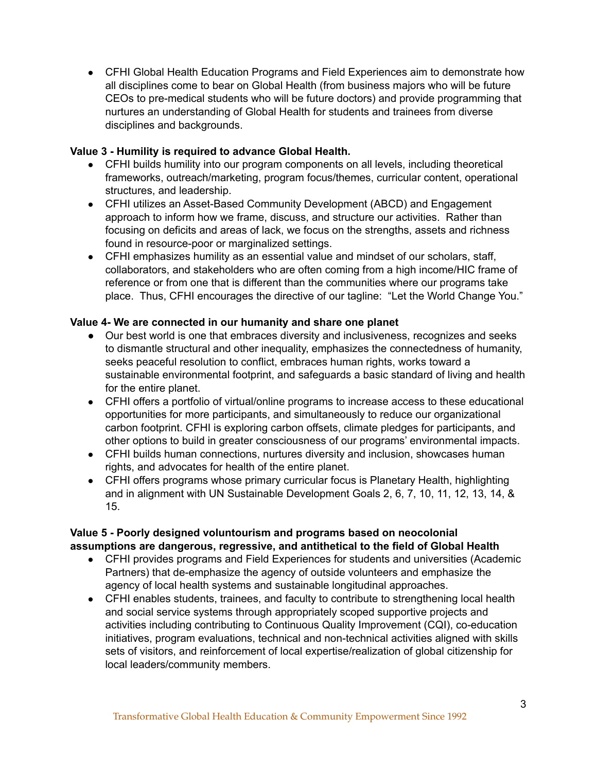- CFHI Global Health Education Programs and Field Experiences aim to demonstrate how all disciplines come to bear on Global Health (from business majors who will be future CEOs to pre-medical students who will be future doctors) and provide programming that nurtures an understanding of Global Health for students and trainees from diverse disciplines and backgrounds.

**Value 3 - Humility is required to advance Global Health.**

- CFHI builds humility into our program components on all levels, including theoretical frameworks, outreach/marketing, program focus/themes, curricular content, operational structures, and leadership.
- CFHI utilizes an Asset-Based Community Development (ABCD) and Engagement approach to inform how we frame, discuss, and structure our activities. Rather than focusing on deficits and areas of lack, we focus on the strengths, assets and richness found in resource-poor or marginalized settings.
- CFHI emphasizes humility as an essential value and mindset of our scholars, staff, collaborators, and stakeholders who are often coming from a high income/HIC frame of reference or from one that is different than the communities where our programs take place. Thus, CFHI encourages the directive of our tagline: "Let the World Change You."

**Value 4- We are connected in our humanity and share one planet**

- Our best world is one that embraces diversity and inclusiveness, recognizes and seeks to dismantle structural and other inequality, emphasizes the connectedness of humanity, seeks peaceful resolution to conflict, embraces human rights, works toward a sustainable environmental footprint, and safeguards a basic standard of living and health for the entire planet.
- CFHI offers a portfolio of virtual/online programs to increase access to these educational opportunities for more participants, and simultaneously to reduce our organizational carbon footprint. CFHI is exploring carbon offsets, climate pledges for participants, and other options to build in greater consciousness of our programs' environmental impacts.
- CFHI builds human connections, nurtures diversity and inclusion, showcases human rights, and advocates for health of the entire planet.
- CFHI offers programs whose primary curricular focus is Planetary Health, highlighting and in alignment with UN Sustainable Development Goals 2, 6, 7, 10, 11, 12, 13, 14, & 15.

**Value 5 - Poorly designed voluntourism and programs based on neocolonial assumptions are dangerous, regressive, and antithetical to the field of Global Health**

- CFHI provides programs and Field Experiences for students and universities (Academic Partners) that de-emphasize the agency of outside volunteers and emphasize the agency of local health systems and sustainable longitudinal approaches.
- CFHI enables students, trainees, and faculty to contribute to strengthening local health and social service systems through appropriately scoped supportive projects and activities including contributing to Continuous Quality Improvement (CQI), co-education initiatives, program evaluations, technical and non-technical activities aligned with skills sets of visitors, and reinforcement of local expertise/realization of global citizenship for local leaders/community members.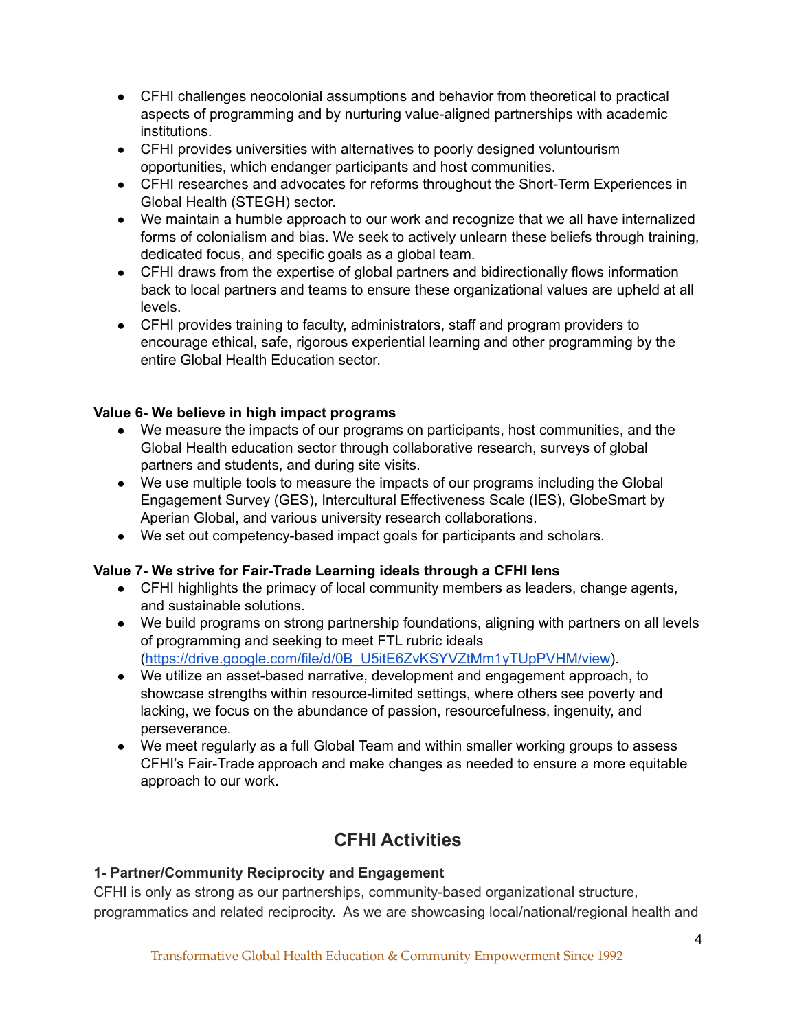- CFHI challenges neocolonial assumptions and behavior from theoretical to practical aspects of programming and by nurturing value-aligned partnerships with academic institutions.
- CFHI provides universities with alternatives to poorly designed voluntourism opportunities, which endanger participants and host communities.
- CFHI researches and advocates for reforms throughout the Short-Term Experiences in Global Health (STEGH) sector.
- We maintain a humble approach to our work and recognize that we all have internalized forms of colonialism and bias. We seek to actively unlearn these beliefs through training, dedicated focus, and specific goals as a global team.
- CFHI draws from the expertise of global partners and bidirectionally flows information back to local partners and teams to ensure these organizational values are upheld at all levels.
- CFHI provides training to faculty, administrators, staff and program providers to encourage ethical, safe, rigorous experiential learning and other programming by the entire Global Health Education sector.

**Value 6- We believe in high impact programs**

- We measure the impacts of our programs on participants, host communities, and the Global Health education sector through collaborative research, surveys of global partners and students, and during site visits.
- We use multiple tools to measure the impacts of our programs including the Global Engagement Survey (GES), Intercultural Effectiveness Scale (IES), GlobeSmart by Aperian Global, and various university research collaborations.
- We set out competency-based impact goals for participants and scholars.

**Value 7- We strive for Fair-Trade Learning ideals through a CFHI lens**

- CFHI highlights the primacy of local community members as leaders, change agents, and sustainable solutions.
- We build programs on strong partnership foundations, aligning with partners on all levels of programming and seeking to meet FTL rubric ideals (https://drive.google.com/file/d/0B_U5itE6ZvKSYVZtMm1yTUpPVHM/view).
- We utilize an asset-based narrative, development and engagement approach, to showcase strengths within resource-limited settings, where others see poverty and lacking, we focus on the abundance of passion, resourcefulness, ingenuity, and perseverance.
- We meet regularly as a full Global Team and within smaller working groups to assess CFHI's Fair-Trade approach and make changes as needed to ensure a more equitable approach to our work.

## CFHI Activities

**1- Partner/Community Reciprocity and Engagement**

CFHI is only as strong as our partnerships, community-based organizational structure, programmatics and related reciprocity. As we are showcasing local/national/regional health and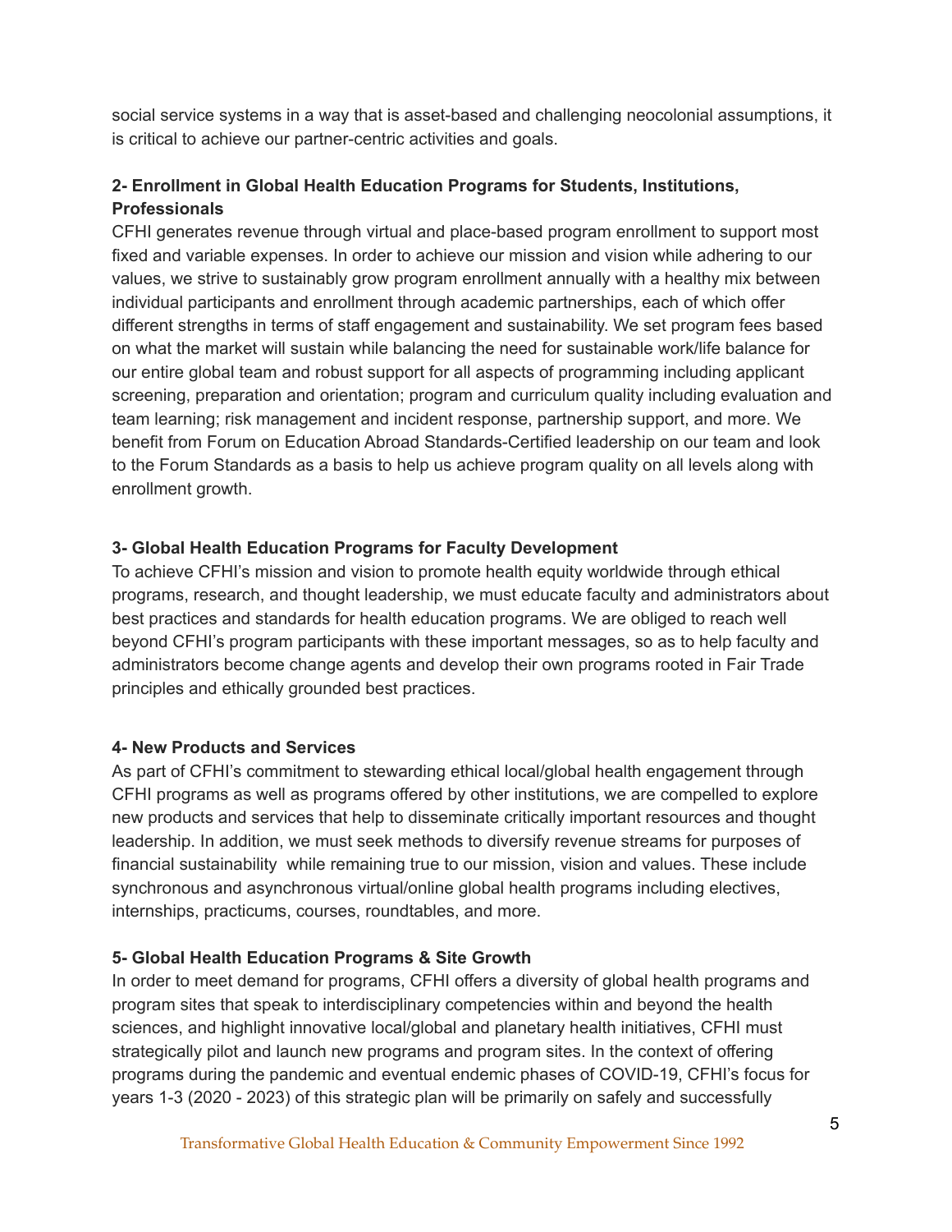social service systems in a way that is asset-based and challenging neocolonial assumptions, it is critical to achieve our partner-centric activities and goals.

**2- Enrollment in Global Health Education Programs for Students, Institutions, Professionals**

CFHI generates revenue through virtual and place-based program enrollment to support most fixed and variable expenses. In order to achieve our mission and vision while adhering to our values, we strive to sustainably grow program enrollment annually with a healthy mix between individual participants and enrollment through academic partnerships, each of which offer different strengths in terms of staff engagement and sustainability. We set program fees based on what the market will sustain while balancing the need for sustainable work/life balance for our entire global team and robust support for all aspects of programming including applicant screening, preparation and orientation; program and curriculum quality including evaluation and team learning; risk management and incident response, partnership support, and more. We benefit from Forum on Education Abroad Standards-Certified leadership on our team and look to the Forum Standards as a basis to help us achieve program quality on all levels along with enrollment growth.

**3- Global Health Education Programs for Faculty Development**

To achieve CFHI's mission and vision to promote health equity worldwide through ethical programs, research, and thought leadership, we must educate faculty and administrators about best practices and standards for health education programs. We are obliged to reach well beyond CFHI's program participants with these important messages, so as to help faculty and administrators become change agents and develop their own programs rooted in Fair Trade principles and ethically grounded best practices.

**4- New Products and Services**

As part of CFHI's commitment to stewarding ethical local/global health engagement through CFHI programs as well as programs offered by other institutions, we are compelled to explore new products and services that help to disseminate critically important resources and thought leadership. In addition, we must seek methods to diversify revenue streams for purposes of financial sustainability  while remaining true to our mission, vision and values. These include synchronous and asynchronous virtual/online global health programs including electives, internships, practicums, courses, roundtables, and more.

**5- Global Health Education Programs & Site Growth**

In order to meet demand for programs, CFHI offers a diversity of global health programs and program sites that speak to interdisciplinary competencies within and beyond the health sciences, and highlight innovative local/global and planetary health initiatives, CFHI must strategically pilot and launch new programs and program sites. In the context of offering programs during the pandemic and eventual endemic phases of COVID-19, CFHI's focus for years 1-3 (2020 - 2023) of this strategic plan will be primarily on safely and successfully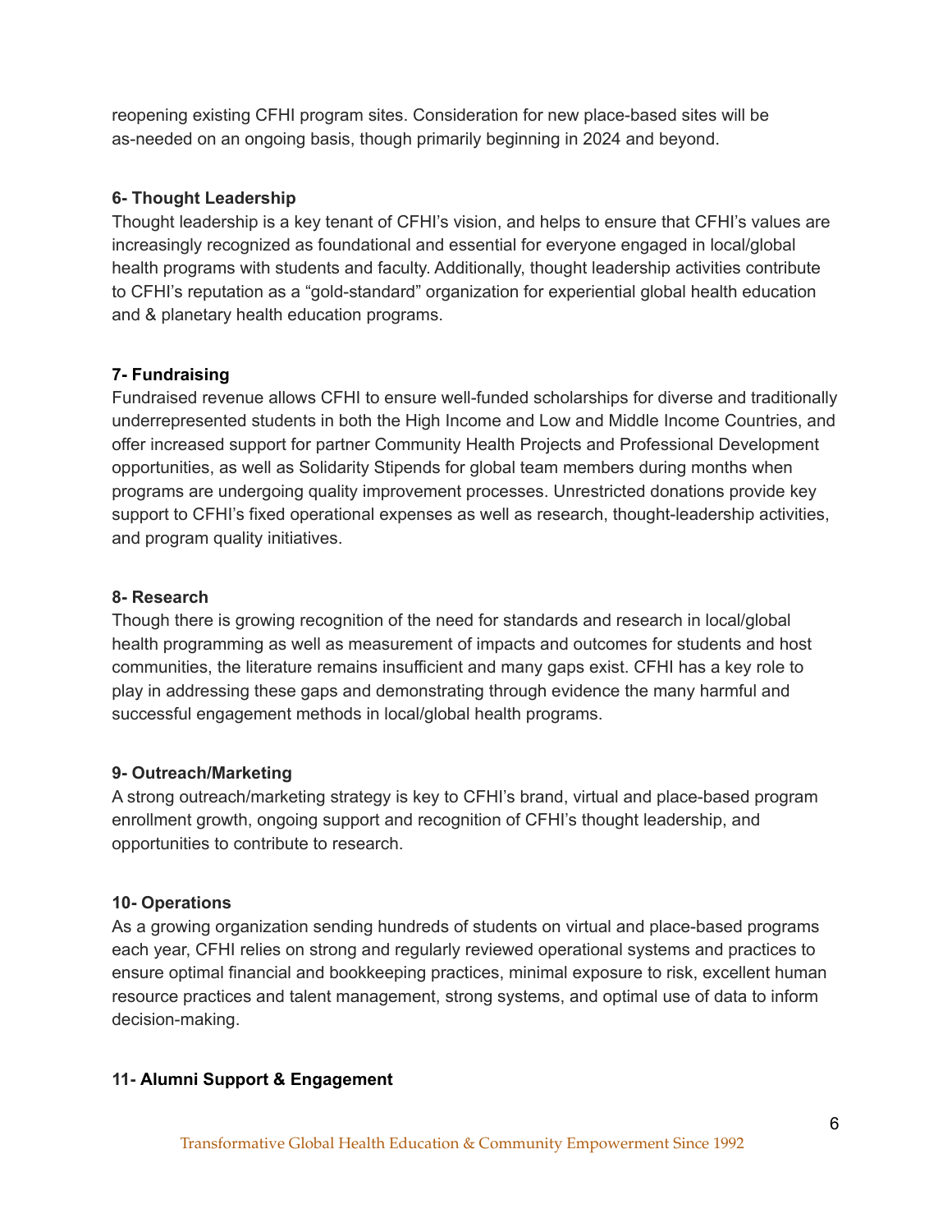reopening existing CFHI program sites. Consideration for new place-based sites will be as-needed on an ongoing basis, though primarily beginning in 2024 and beyond.

**6- Thought Leadership**

Thought leadership is a key tenant of CFHI's vision, and helps to ensure that CFHI's values are increasingly recognized as foundational and essential for everyone engaged in local/global health programs with students and faculty. Additionally, thought leadership activities contribute to CFHI's reputation as a "gold-standard" organization for experiential global health education and & planetary health education programs.

**7- Fundraising**

Fundraised revenue allows CFHI to ensure well-funded scholarships for diverse and traditionally underrepresented students in both the High Income and Low and Middle Income Countries, and offer increased support for partner Community Health Projects and Professional Development opportunities, as well as Solidarity Stipends for global team members during months when programs are undergoing quality improvement processes. Unrestricted donations provide key support to CFHI's fixed operational expenses as well as research, thought-leadership activities, and program quality initiatives.

**8- Research**

Though there is growing recognition of the need for standards and research in local/global health programming as well as measurement of impacts and outcomes for students and host communities, the literature remains insufficient and many gaps exist. CFHI has a key role to play in addressing these gaps and demonstrating through evidence the many harmful and successful engagement methods in local/global health programs.

**9- Outreach/Marketing**

A strong outreach/marketing strategy is key to CFHI's brand, virtual and place-based program enrollment growth, ongoing support and recognition of CFHI's thought leadership, and opportunities to contribute to research.

**10- Operations**

As a growing organization sending hundreds of students on virtual and place-based programs each year, CFHI relies on strong and regularly reviewed operational systems and practices to ensure optimal financial and bookkeeping practices, minimal exposure to risk, excellent human resource practices and talent management, strong systems, and optimal use of data to inform decision-making.

**11- Alumni Support & Engagement**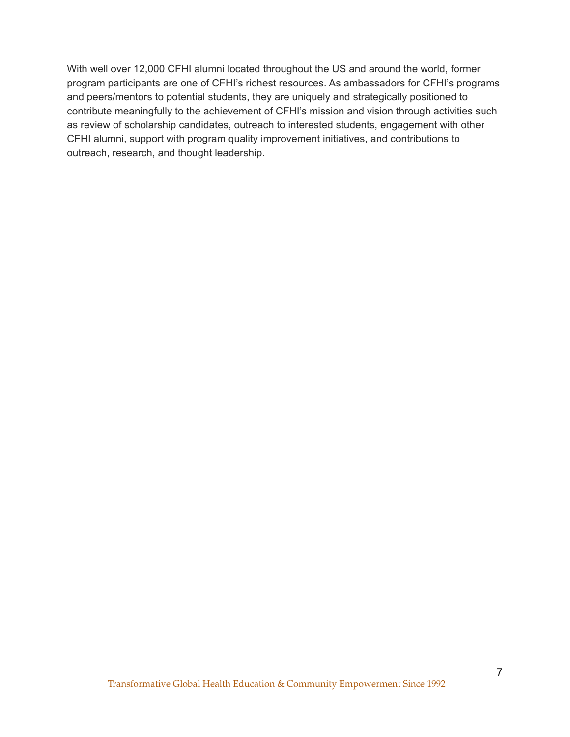With well over 12,000 CFHI alumni located throughout the US and around the world, former program participants are one of CFHI's richest resources. As ambassadors for CFHI's programs and peers/mentors to potential students, they are uniquely and strategically positioned to contribute meaningfully to the achievement of CFHI's mission and vision through activities such as review of scholarship candidates, outreach to interested students, engagement with other CFHI alumni, support with program quality improvement initiatives, and contributions to outreach, research, and thought leadership.